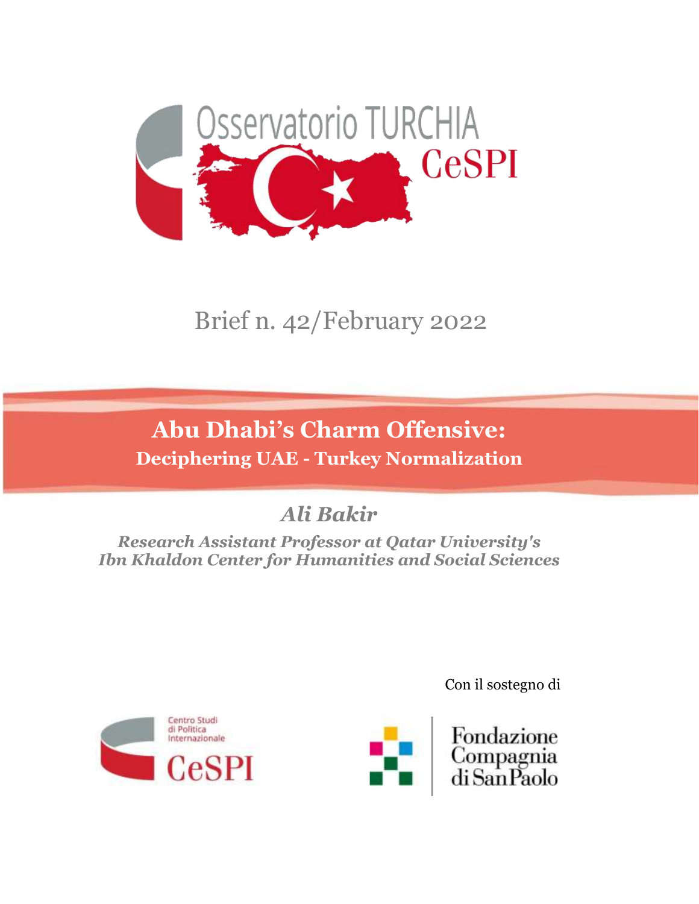Osservatorio TURCHIA

CeSPI

Brief n. 42/February 2022

# Abu Dhabi's Charm Offensive:

## Deciphering UAE - Turkey Normalization

*Ali Bakir*

***Research Assistant Professor at Qatar University's Ibn Khaldon Center for Humanities and Social Sciences***

Con il sostegno di

Centro Studi di Politica Internazionale CeSPI

Fondazione Compagnia di San Paolo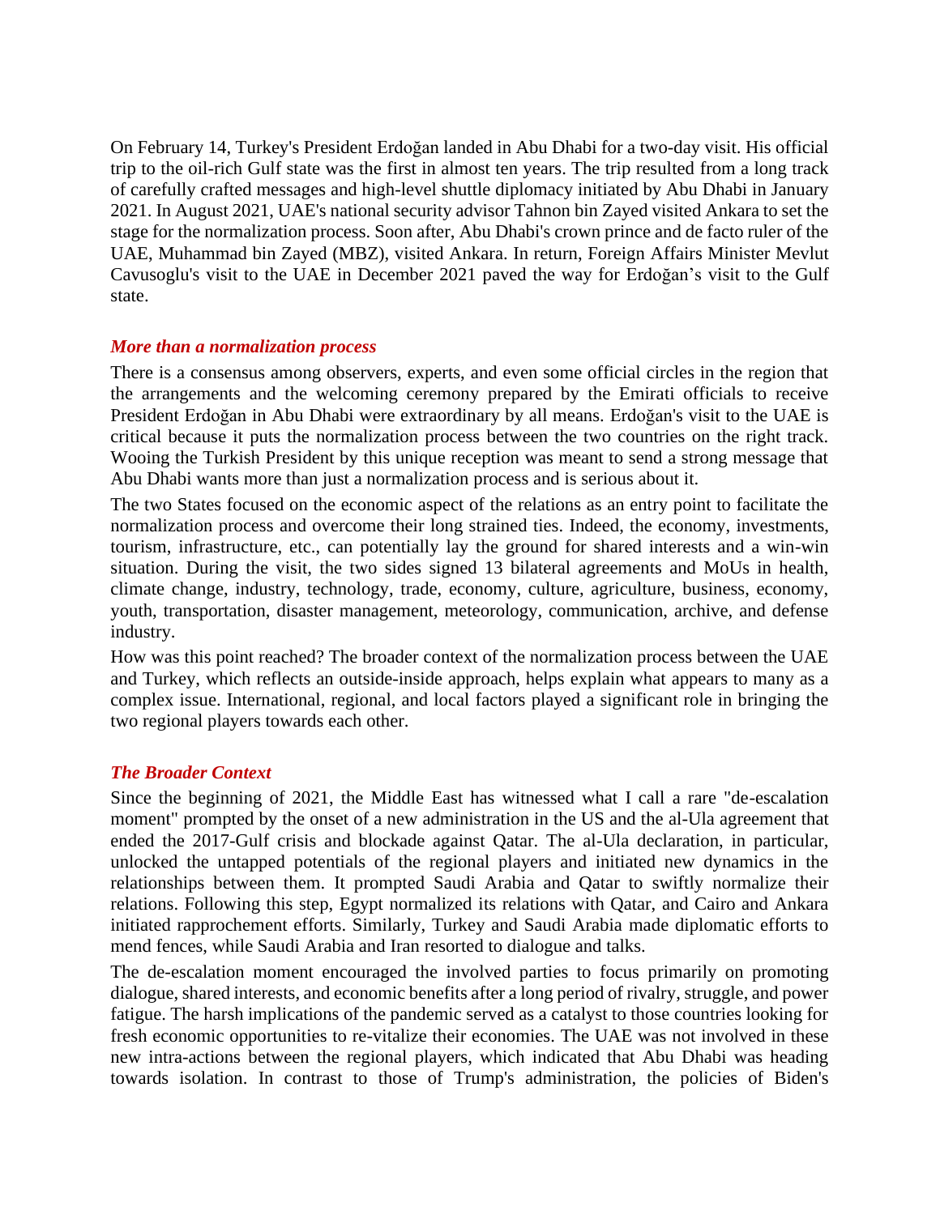On February 14, Turkey's President Erdoğan landed in Abu Dhabi for a two-day visit. His official trip to the oil-rich Gulf state was the first in almost ten years. The trip resulted from a long track of carefully crafted messages and high-level shuttle diplomacy initiated by Abu Dhabi in January 2021. In August 2021, UAE's national security advisor Tahnon bin Zayed visited Ankara to set the stage for the normalization process. Soon after, Abu Dhabi's crown prince and de facto ruler of the UAE, Muhammad bin Zayed (MBZ), visited Ankara. In return, Foreign Affairs Minister Mevlut Cavusoglu's visit to the UAE in December 2021 paved the way for Erdoğan's visit to the Gulf state.

### *More than a normalization process*

There is a consensus among observers, experts, and even some official circles in the region that the arrangements and the welcoming ceremony prepared by the Emirati officials to receive President Erdoğan in Abu Dhabi were extraordinary by all means. Erdoğan's visit to the UAE is critical because it puts the normalization process between the two countries on the right track. Wooing the Turkish President by this unique reception was meant to send a strong message that Abu Dhabi wants more than just a normalization process and is serious about it.

The two States focused on the economic aspect of the relations as an entry point to facilitate the normalization process and overcome their long strained ties. Indeed, the economy, investments, tourism, infrastructure, etc., can potentially lay the ground for shared interests and a win-win situation. During the visit, the two sides signed 13 bilateral agreements and MoUs in health, climate change, industry, technology, trade, economy, culture, agriculture, business, economy, youth, transportation, disaster management, meteorology, communication, archive, and defense industry.

How was this point reached? The broader context of the normalization process between the UAE and Turkey, which reflects an outside-inside approach, helps explain what appears to many as a complex issue. International, regional, and local factors played a significant role in bringing the two regional players towards each other.

### *The Broader Context*

Since the beginning of 2021, the Middle East has witnessed what I call a rare "de-escalation moment" prompted by the onset of a new administration in the US and the al-Ula agreement that ended the 2017-Gulf crisis and blockade against Qatar. The al-Ula declaration, in particular, unlocked the untapped potentials of the regional players and initiated new dynamics in the relationships between them. It prompted Saudi Arabia and Qatar to swiftly normalize their relations. Following this step, Egypt normalized its relations with Qatar, and Cairo and Ankara initiated rapprochement efforts. Similarly, Turkey and Saudi Arabia made diplomatic efforts to mend fences, while Saudi Arabia and Iran resorted to dialogue and talks.

The de-escalation moment encouraged the involved parties to focus primarily on promoting dialogue, shared interests, and economic benefits after a long period of rivalry, struggle, and power fatigue. The harsh implications of the pandemic served as a catalyst to those countries looking for fresh economic opportunities to re-vitalize their economies. The UAE was not involved in these new intra-actions between the regional players, which indicated that Abu Dhabi was heading towards isolation. In contrast to those of Trump's administration, the policies of Biden's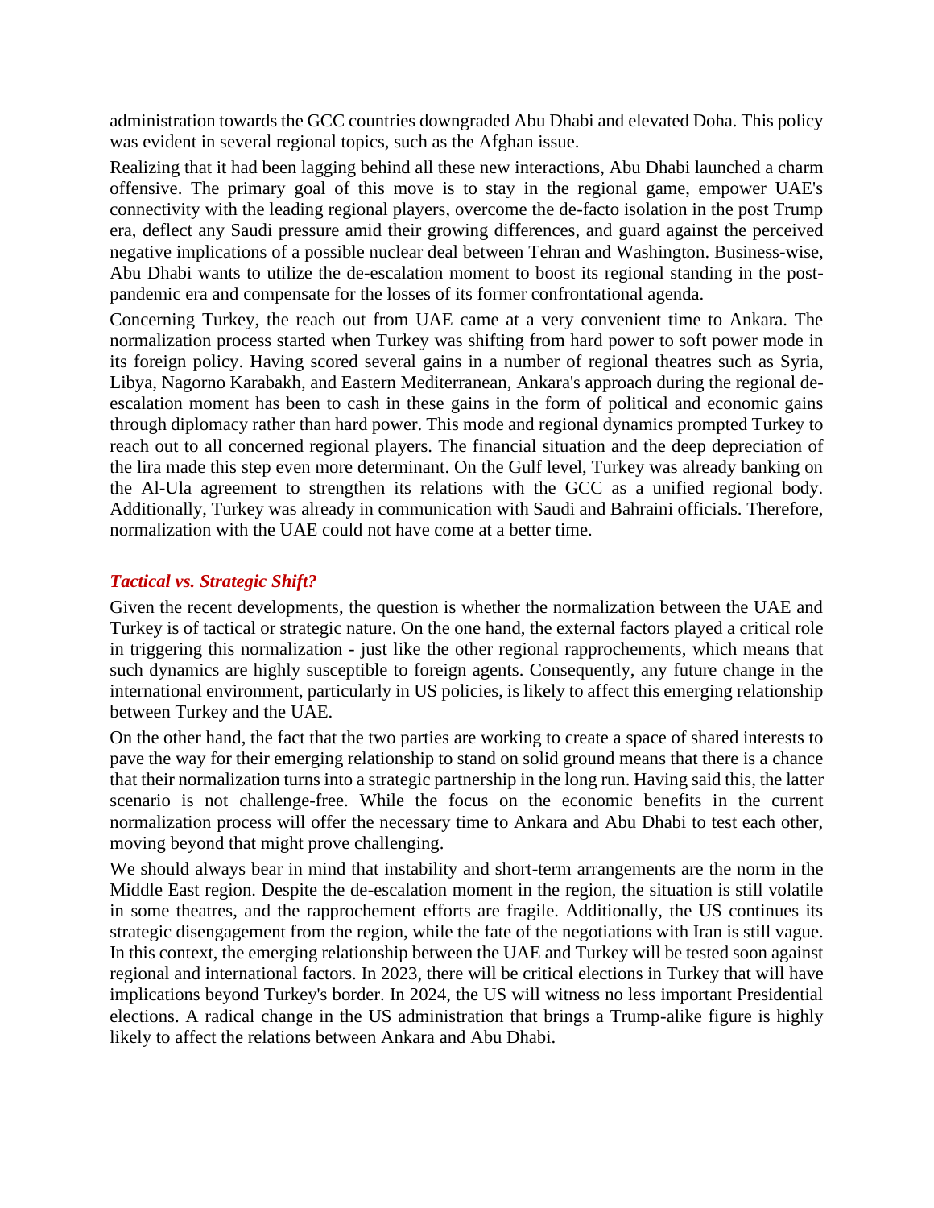administration towards the GCC countries downgraded Abu Dhabi and elevated Doha. This policy was evident in several regional topics, such as the Afghan issue.

Realizing that it had been lagging behind all these new interactions, Abu Dhabi launched a charm offensive. The primary goal of this move is to stay in the regional game, empower UAE's connectivity with the leading regional players, overcome the de-facto isolation in the post Trump era, deflect any Saudi pressure amid their growing differences, and guard against the perceived negative implications of a possible nuclear deal between Tehran and Washington. Business-wise, Abu Dhabi wants to utilize the de-escalation moment to boost its regional standing in the post-pandemic era and compensate for the losses of its former confrontational agenda.

Concerning Turkey, the reach out from UAE came at a very convenient time to Ankara. The normalization process started when Turkey was shifting from hard power to soft power mode in its foreign policy. Having scored several gains in a number of regional theatres such as Syria, Libya, Nagorno Karabakh, and Eastern Mediterranean, Ankara's approach during the regional de-escalation moment has been to cash in these gains in the form of political and economic gains through diplomacy rather than hard power. This mode and regional dynamics prompted Turkey to reach out to all concerned regional players. The financial situation and the deep depreciation of the lira made this step even more determinant. On the Gulf level, Turkey was already banking on the Al-Ula agreement to strengthen its relations with the GCC as a unified regional body. Additionally, Turkey was already in communication with Saudi and Bahraini officials. Therefore, normalization with the UAE could not have come at a better time.

### *Tactical vs. Strategic Shift?*

Given the recent developments, the question is whether the normalization between the UAE and Turkey is of tactical or strategic nature. On the one hand, the external factors played a critical role in triggering this normalization - just like the other regional rapprochements, which means that such dynamics are highly susceptible to foreign agents. Consequently, any future change in the international environment, particularly in US policies, is likely to affect this emerging relationship between Turkey and the UAE.

On the other hand, the fact that the two parties are working to create a space of shared interests to pave the way for their emerging relationship to stand on solid ground means that there is a chance that their normalization turns into a strategic partnership in the long run. Having said this, the latter scenario is not challenge-free. While the focus on the economic benefits in the current normalization process will offer the necessary time to Ankara and Abu Dhabi to test each other, moving beyond that might prove challenging.

We should always bear in mind that instability and short-term arrangements are the norm in the Middle East region. Despite the de-escalation moment in the region, the situation is still volatile in some theatres, and the rapprochement efforts are fragile. Additionally, the US continues its strategic disengagement from the region, while the fate of the negotiations with Iran is still vague. In this context, the emerging relationship between the UAE and Turkey will be tested soon against regional and international factors. In 2023, there will be critical elections in Turkey that will have implications beyond Turkey's border. In 2024, the US will witness no less important Presidential elections. A radical change in the US administration that brings a Trump-alike figure is highly likely to affect the relations between Ankara and Abu Dhabi.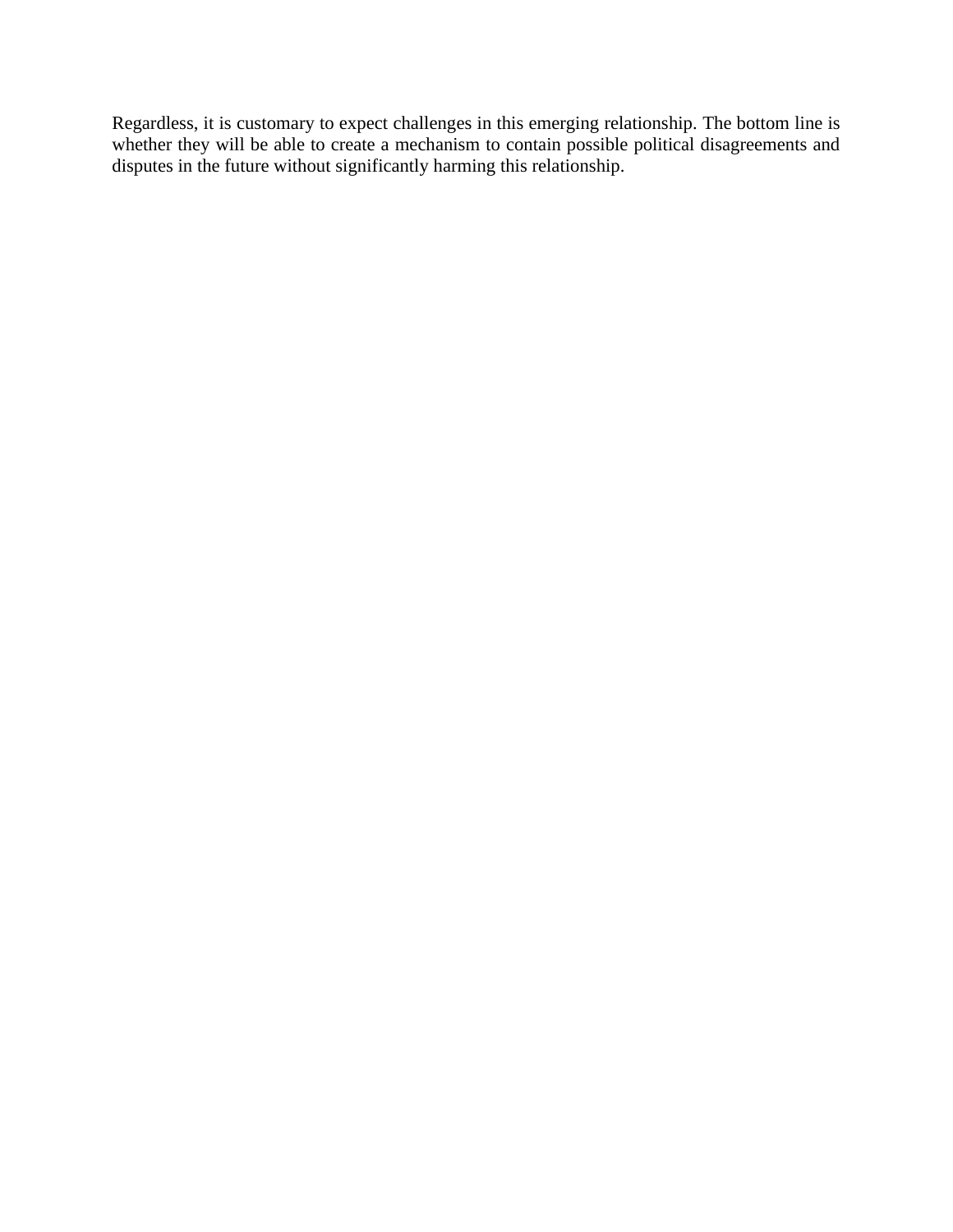Regardless, it is customary to expect challenges in this emerging relationship. The bottom line is whether they will be able to create a mechanism to contain possible political disagreements and disputes in the future without significantly harming this relationship.